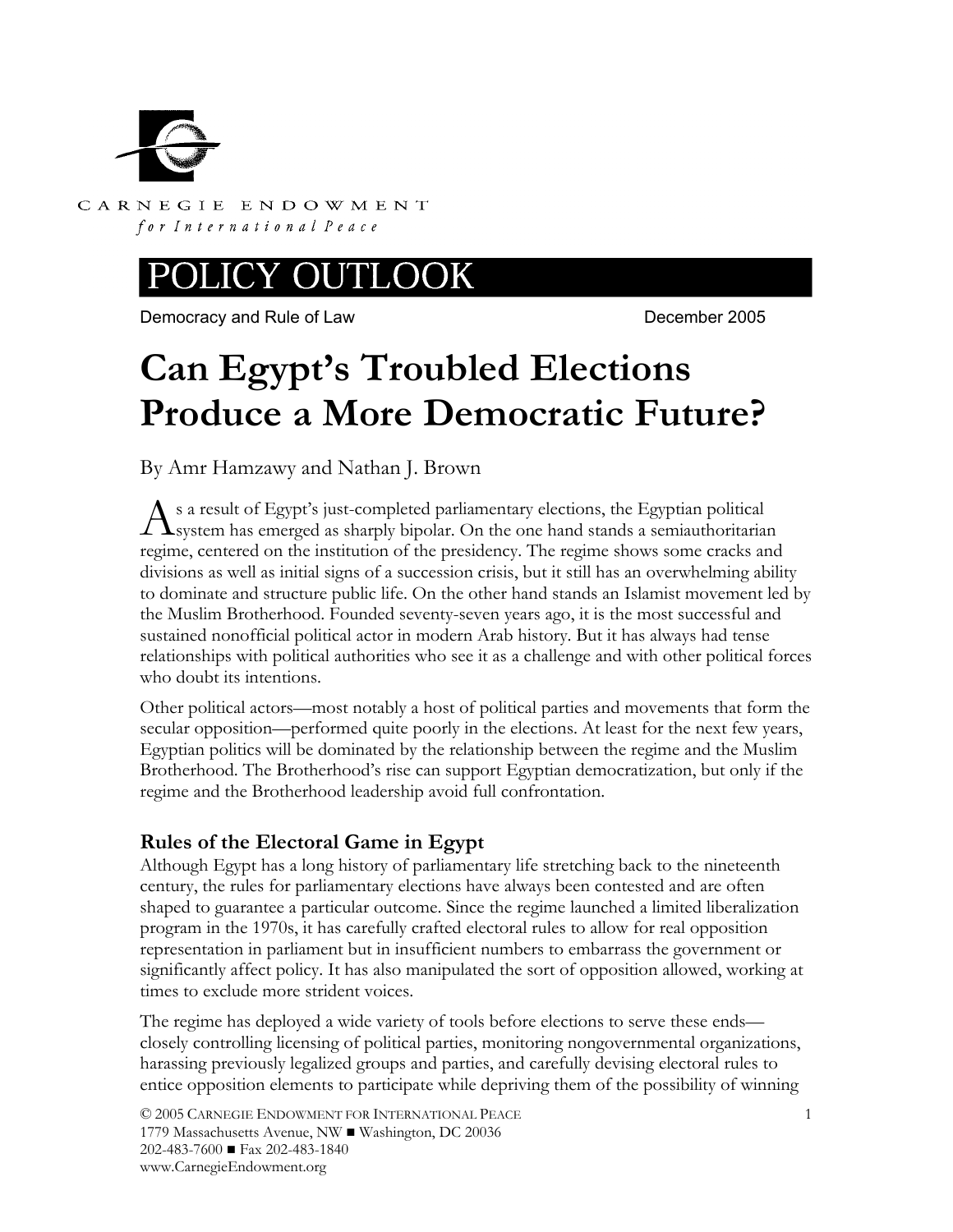CARNEGIE ENDOWMENT
*for International Peace*

# POLICY OUTLOOK

Democracy and Rule of Law — December 2005

# Can Egypt's Troubled Elections Produce a More Democratic Future?

By Amr Hamzawy and Nathan J. Brown

As a result of Egypt's just-completed parliamentary elections, the Egyptian political system has emerged as sharply bipolar. On the one hand stands a semiauthoritarian regime, centered on the institution of the presidency. The regime shows some cracks and divisions as well as initial signs of a succession crisis, but it still has an overwhelming ability to dominate and structure public life. On the other hand stands an Islamist movement led by the Muslim Brotherhood. Founded seventy-seven years ago, it is the most successful and sustained nonofficial political actor in modern Arab history. But it has always had tense relationships with political authorities who see it as a challenge and with other political forces who doubt its intentions.

Other political actors—most notably a host of political parties and movements that form the secular opposition—performed quite poorly in the elections. At least for the next few years, Egyptian politics will be dominated by the relationship between the regime and the Muslim Brotherhood. The Brotherhood's rise can support Egyptian democratization, but only if the regime and the Brotherhood leadership avoid full confrontation.

## Rules of the Electoral Game in Egypt

Although Egypt has a long history of parliamentary life stretching back to the nineteenth century, the rules for parliamentary elections have always been contested and are often shaped to guarantee a particular outcome. Since the regime launched a limited liberalization program in the 1970s, it has carefully crafted electoral rules to allow for real opposition representation in parliament but in insufficient numbers to embarrass the government or significantly affect policy. It has also manipulated the sort of opposition allowed, working at times to exclude more strident voices.

The regime has deployed a wide variety of tools before elections to serve these ends—closely controlling licensing of political parties, monitoring nongovernmental organizations, harassing previously legalized groups and parties, and carefully devising electoral rules to entice opposition elements to participate while depriving them of the possibility of winning

© 2005 CARNEGIE ENDOWMENT FOR INTERNATIONAL PEACE
1779 Massachusetts Avenue, NW ■ Washington, DC 20036
202-483-7600 ■ Fax 202-483-1840
www.CarnegieEndowment.org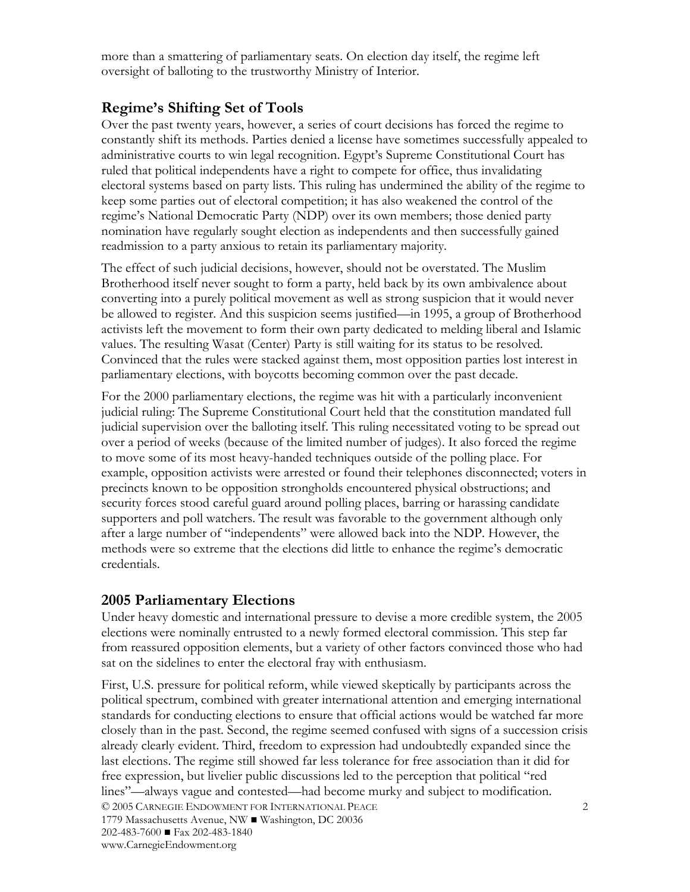more than a smattering of parliamentary seats. On election day itself, the regime left oversight of balloting to the trustworthy Ministry of Interior.

## Regime's Shifting Set of Tools

Over the past twenty years, however, a series of court decisions has forced the regime to constantly shift its methods. Parties denied a license have sometimes successfully appealed to administrative courts to win legal recognition. Egypt's Supreme Constitutional Court has ruled that political independents have a right to compete for office, thus invalidating electoral systems based on party lists. This ruling has undermined the ability of the regime to keep some parties out of electoral competition; it has also weakened the control of the regime's National Democratic Party (NDP) over its own members; those denied party nomination have regularly sought election as independents and then successfully gained readmission to a party anxious to retain its parliamentary majority.

The effect of such judicial decisions, however, should not be overstated. The Muslim Brotherhood itself never sought to form a party, held back by its own ambivalence about converting into a purely political movement as well as strong suspicion that it would never be allowed to register. And this suspicion seems justified—in 1995, a group of Brotherhood activists left the movement to form their own party dedicated to melding liberal and Islamic values. The resulting Wasat (Center) Party is still waiting for its status to be resolved. Convinced that the rules were stacked against them, most opposition parties lost interest in parliamentary elections, with boycotts becoming common over the past decade.

For the 2000 parliamentary elections, the regime was hit with a particularly inconvenient judicial ruling: The Supreme Constitutional Court held that the constitution mandated full judicial supervision over the balloting itself. This ruling necessitated voting to be spread out over a period of weeks (because of the limited number of judges). It also forced the regime to move some of its most heavy-handed techniques outside of the polling place. For example, opposition activists were arrested or found their telephones disconnected; voters in precincts known to be opposition strongholds encountered physical obstructions; and security forces stood careful guard around polling places, barring or harassing candidate supporters and poll watchers. The result was favorable to the government although only after a large number of "independents" were allowed back into the NDP. However, the methods were so extreme that the elections did little to enhance the regime's democratic credentials.

## 2005 Parliamentary Elections

Under heavy domestic and international pressure to devise a more credible system, the 2005 elections were nominally entrusted to a newly formed electoral commission. This step far from reassured opposition elements, but a variety of other factors convinced those who had sat on the sidelines to enter the electoral fray with enthusiasm.

First, U.S. pressure for political reform, while viewed skeptically by participants across the political spectrum, combined with greater international attention and emerging international standards for conducting elections to ensure that official actions would be watched far more closely than in the past. Second, the regime seemed confused with signs of a succession crisis already clearly evident. Third, freedom to expression had undoubtedly expanded since the last elections. The regime still showed far less tolerance for free association than it did for free expression, but livelier public discussions led to the perception that political "red lines"—always vague and contested—had become murky and subject to modification.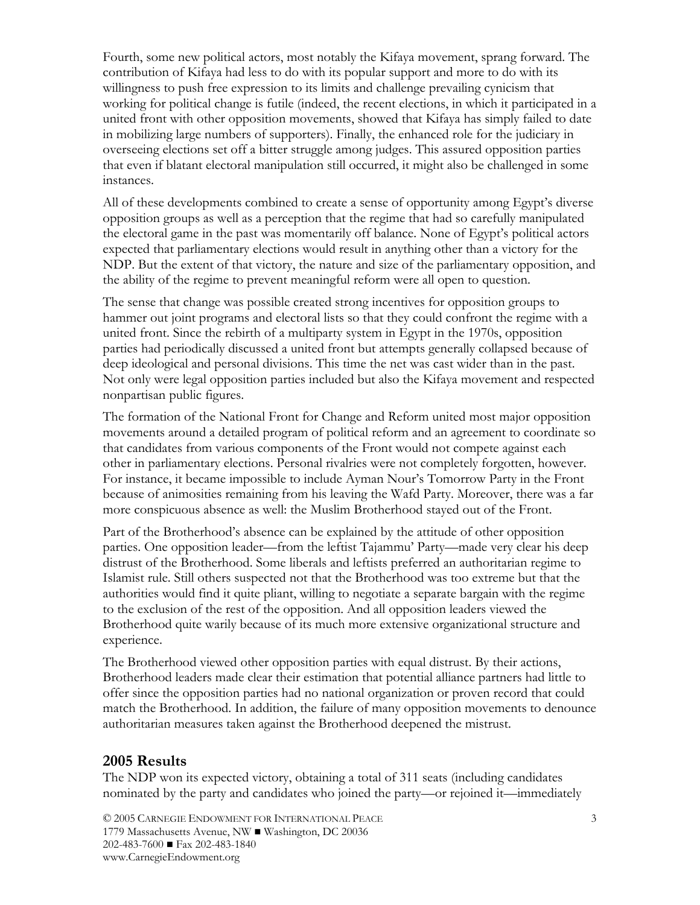Fourth, some new political actors, most notably the Kifaya movement, sprang forward. The contribution of Kifaya had less to do with its popular support and more to do with its willingness to push free expression to its limits and challenge prevailing cynicism that working for political change is futile (indeed, the recent elections, in which it participated in a united front with other opposition movements, showed that Kifaya has simply failed to date in mobilizing large numbers of supporters). Finally, the enhanced role for the judiciary in overseeing elections set off a bitter struggle among judges. This assured opposition parties that even if blatant electoral manipulation still occurred, it might also be challenged in some instances.

All of these developments combined to create a sense of opportunity among Egypt's diverse opposition groups as well as a perception that the regime that had so carefully manipulated the electoral game in the past was momentarily off balance. None of Egypt's political actors expected that parliamentary elections would result in anything other than a victory for the NDP. But the extent of that victory, the nature and size of the parliamentary opposition, and the ability of the regime to prevent meaningful reform were all open to question.

The sense that change was possible created strong incentives for opposition groups to hammer out joint programs and electoral lists so that they could confront the regime with a united front. Since the rebirth of a multiparty system in Egypt in the 1970s, opposition parties had periodically discussed a united front but attempts generally collapsed because of deep ideological and personal divisions. This time the net was cast wider than in the past. Not only were legal opposition parties included but also the Kifaya movement and respected nonpartisan public figures.

The formation of the National Front for Change and Reform united most major opposition movements around a detailed program of political reform and an agreement to coordinate so that candidates from various components of the Front would not compete against each other in parliamentary elections. Personal rivalries were not completely forgotten, however. For instance, it became impossible to include Ayman Nour's Tomorrow Party in the Front because of animosities remaining from his leaving the Wafd Party. Moreover, there was a far more conspicuous absence as well: the Muslim Brotherhood stayed out of the Front.

Part of the Brotherhood's absence can be explained by the attitude of other opposition parties. One opposition leader—from the leftist Tajammu' Party—made very clear his deep distrust of the Brotherhood. Some liberals and leftists preferred an authoritarian regime to Islamist rule. Still others suspected not that the Brotherhood was too extreme but that the authorities would find it quite pliant, willing to negotiate a separate bargain with the regime to the exclusion of the rest of the opposition. And all opposition leaders viewed the Brotherhood quite warily because of its much more extensive organizational structure and experience.

The Brotherhood viewed other opposition parties with equal distrust. By their actions, Brotherhood leaders made clear their estimation that potential alliance partners had little to offer since the opposition parties had no national organization or proven record that could match the Brotherhood. In addition, the failure of many opposition movements to denounce authoritarian measures taken against the Brotherhood deepened the mistrust.

## 2005 Results

The NDP won its expected victory, obtaining a total of 311 seats (including candidates nominated by the party and candidates who joined the party—or rejoined it—immediately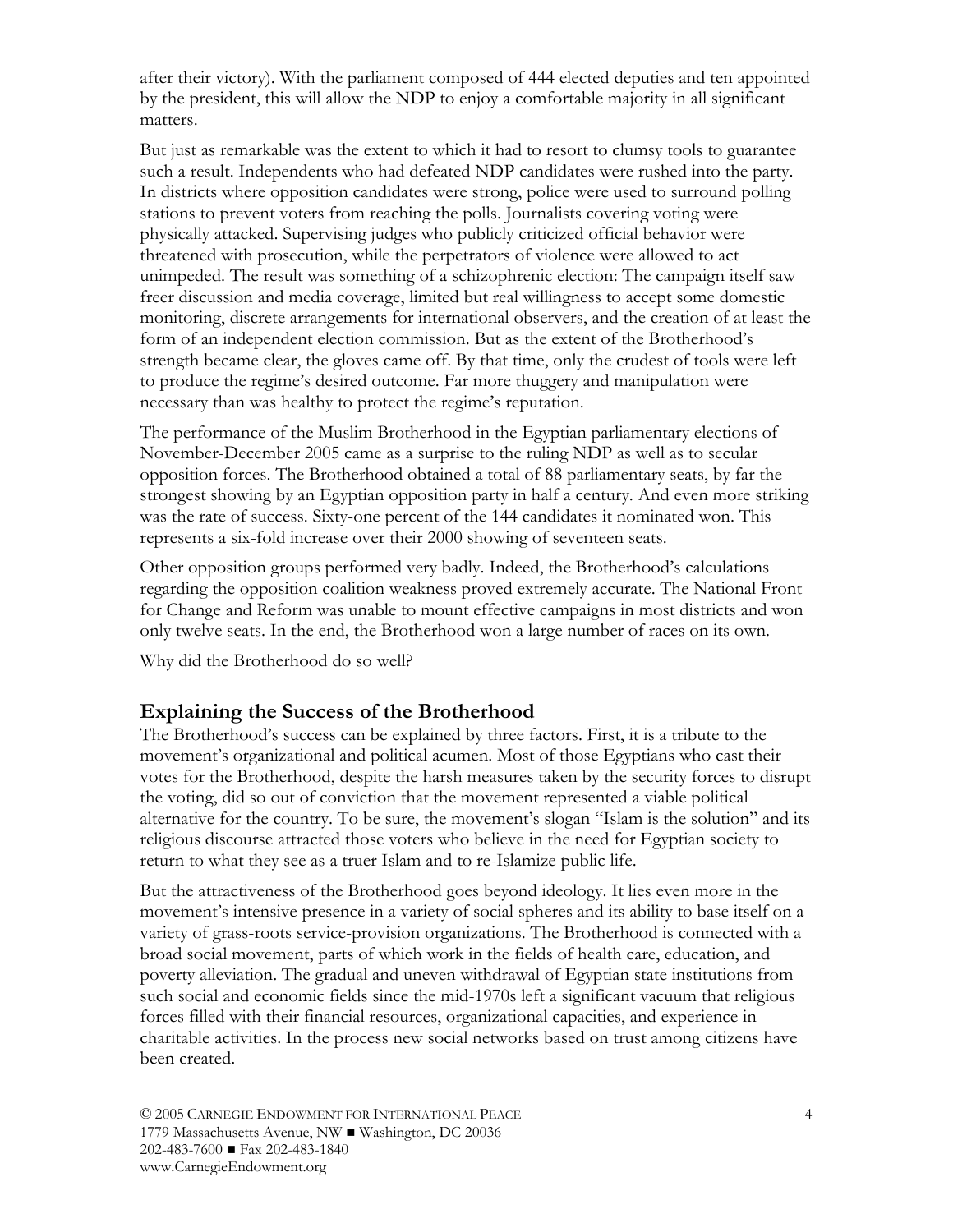after their victory). With the parliament composed of 444 elected deputies and ten appointed by the president, this will allow the NDP to enjoy a comfortable majority in all significant matters.

But just as remarkable was the extent to which it had to resort to clumsy tools to guarantee such a result. Independents who had defeated NDP candidates were rushed into the party. In districts where opposition candidates were strong, police were used to surround polling stations to prevent voters from reaching the polls. Journalists covering voting were physically attacked. Supervising judges who publicly criticized official behavior were threatened with prosecution, while the perpetrators of violence were allowed to act unimpeded. The result was something of a schizophrenic election: The campaign itself saw freer discussion and media coverage, limited but real willingness to accept some domestic monitoring, discrete arrangements for international observers, and the creation of at least the form of an independent election commission. But as the extent of the Brotherhood's strength became clear, the gloves came off. By that time, only the crudest of tools were left to produce the regime's desired outcome. Far more thuggery and manipulation were necessary than was healthy to protect the regime's reputation.

The performance of the Muslim Brotherhood in the Egyptian parliamentary elections of November-December 2005 came as a surprise to the ruling NDP as well as to secular opposition forces. The Brotherhood obtained a total of 88 parliamentary seats, by far the strongest showing by an Egyptian opposition party in half a century. And even more striking was the rate of success. Sixty-one percent of the 144 candidates it nominated won. This represents a six-fold increase over their 2000 showing of seventeen seats.

Other opposition groups performed very badly. Indeed, the Brotherhood's calculations regarding the opposition coalition weakness proved extremely accurate. The National Front for Change and Reform was unable to mount effective campaigns in most districts and won only twelve seats. In the end, the Brotherhood won a large number of races on its own.

Why did the Brotherhood do so well?

## Explaining the Success of the Brotherhood

The Brotherhood's success can be explained by three factors. First, it is a tribute to the movement's organizational and political acumen. Most of those Egyptians who cast their votes for the Brotherhood, despite the harsh measures taken by the security forces to disrupt the voting, did so out of conviction that the movement represented a viable political alternative for the country. To be sure, the movement's slogan "Islam is the solution" and its religious discourse attracted those voters who believe in the need for Egyptian society to return to what they see as a truer Islam and to re-Islamize public life.

But the attractiveness of the Brotherhood goes beyond ideology. It lies even more in the movement's intensive presence in a variety of social spheres and its ability to base itself on a variety of grass-roots service-provision organizations. The Brotherhood is connected with a broad social movement, parts of which work in the fields of health care, education, and poverty alleviation. The gradual and uneven withdrawal of Egyptian state institutions from such social and economic fields since the mid-1970s left a significant vacuum that religious forces filled with their financial resources, organizational capacities, and experience in charitable activities. In the process new social networks based on trust among citizens have been created.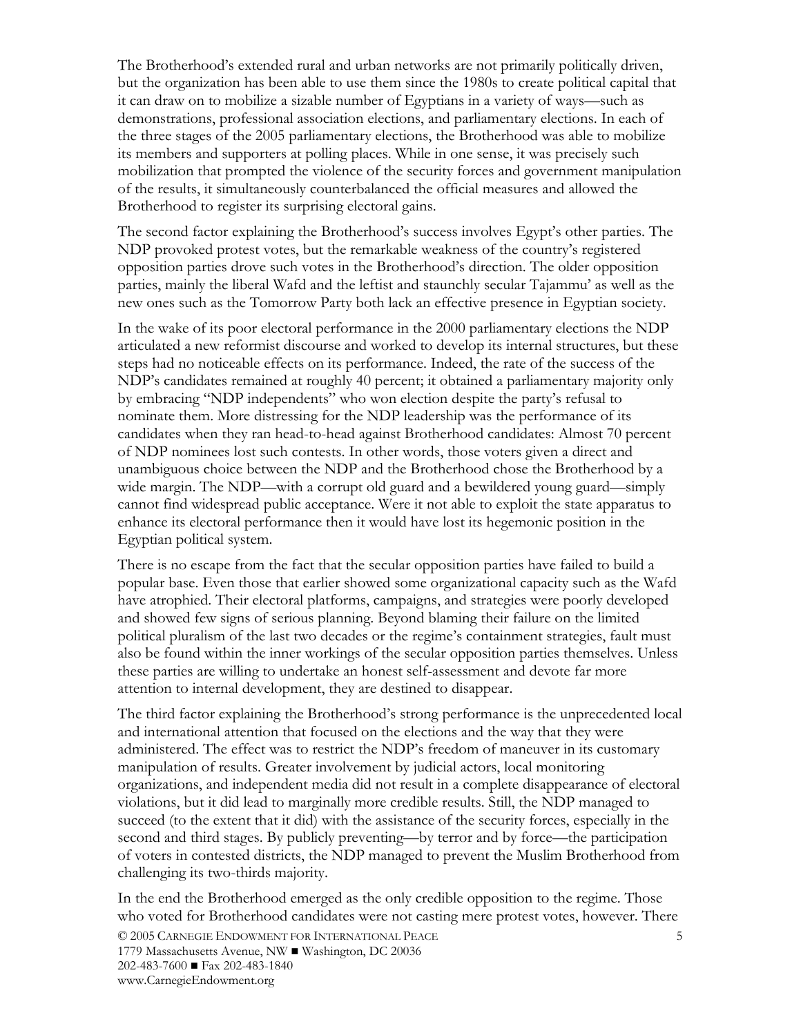The Brotherhood's extended rural and urban networks are not primarily politically driven, but the organization has been able to use them since the 1980s to create political capital that it can draw on to mobilize a sizable number of Egyptians in a variety of ways—such as demonstrations, professional association elections, and parliamentary elections. In each of the three stages of the 2005 parliamentary elections, the Brotherhood was able to mobilize its members and supporters at polling places. While in one sense, it was precisely such mobilization that prompted the violence of the security forces and government manipulation of the results, it simultaneously counterbalanced the official measures and allowed the Brotherhood to register its surprising electoral gains.

The second factor explaining the Brotherhood's success involves Egypt's other parties. The NDP provoked protest votes, but the remarkable weakness of the country's registered opposition parties drove such votes in the Brotherhood's direction. The older opposition parties, mainly the liberal Wafd and the leftist and staunchly secular Tajammu' as well as the new ones such as the Tomorrow Party both lack an effective presence in Egyptian society.

In the wake of its poor electoral performance in the 2000 parliamentary elections the NDP articulated a new reformist discourse and worked to develop its internal structures, but these steps had no noticeable effects on its performance. Indeed, the rate of the success of the NDP's candidates remained at roughly 40 percent; it obtained a parliamentary majority only by embracing "NDP independents" who won election despite the party's refusal to nominate them. More distressing for the NDP leadership was the performance of its candidates when they ran head-to-head against Brotherhood candidates: Almost 70 percent of NDP nominees lost such contests. In other words, those voters given a direct and unambiguous choice between the NDP and the Brotherhood chose the Brotherhood by a wide margin. The NDP—with a corrupt old guard and a bewildered young guard—simply cannot find widespread public acceptance. Were it not able to exploit the state apparatus to enhance its electoral performance then it would have lost its hegemonic position in the Egyptian political system.

There is no escape from the fact that the secular opposition parties have failed to build a popular base. Even those that earlier showed some organizational capacity such as the Wafd have atrophied. Their electoral platforms, campaigns, and strategies were poorly developed and showed few signs of serious planning. Beyond blaming their failure on the limited political pluralism of the last two decades or the regime's containment strategies, fault must also be found within the inner workings of the secular opposition parties themselves. Unless these parties are willing to undertake an honest self-assessment and devote far more attention to internal development, they are destined to disappear.

The third factor explaining the Brotherhood's strong performance is the unprecedented local and international attention that focused on the elections and the way that they were administered. The effect was to restrict the NDP's freedom of maneuver in its customary manipulation of results. Greater involvement by judicial actors, local monitoring organizations, and independent media did not result in a complete disappearance of electoral violations, but it did lead to marginally more credible results. Still, the NDP managed to succeed (to the extent that it did) with the assistance of the security forces, especially in the second and third stages. By publicly preventing—by terror and by force—the participation of voters in contested districts, the NDP managed to prevent the Muslim Brotherhood from challenging its two-thirds majority.

In the end the Brotherhood emerged as the only credible opposition to the regime. Those who voted for Brotherhood candidates were not casting mere protest votes, however. There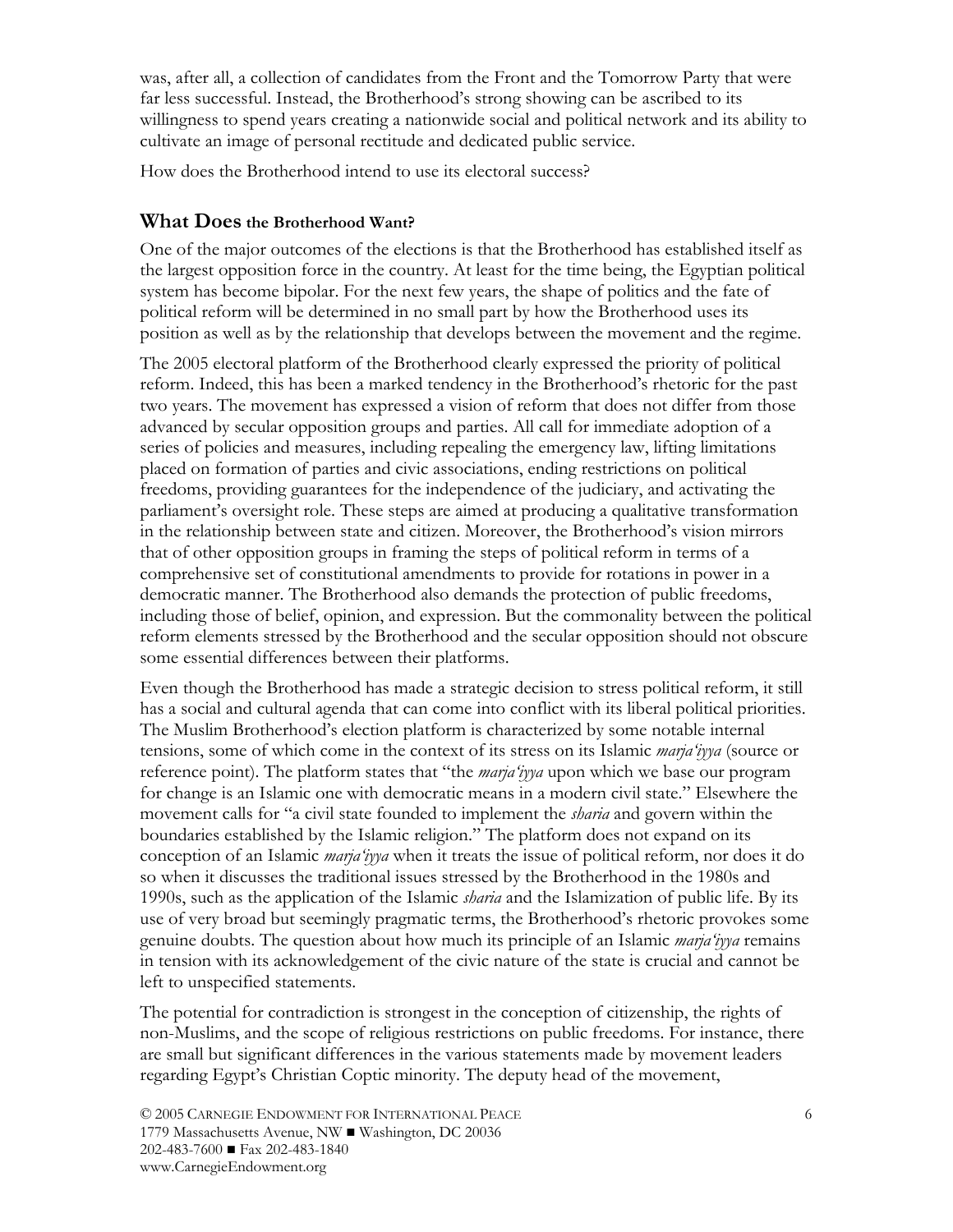was, after all, a collection of candidates from the Front and the Tomorrow Party that were far less successful. Instead, the Brotherhood's strong showing can be ascribed to its willingness to spend years creating a nationwide social and political network and its ability to cultivate an image of personal rectitude and dedicated public service.

How does the Brotherhood intend to use its electoral success?

## What Does the Brotherhood Want?

One of the major outcomes of the elections is that the Brotherhood has established itself as the largest opposition force in the country. At least for the time being, the Egyptian political system has become bipolar. For the next few years, the shape of politics and the fate of political reform will be determined in no small part by how the Brotherhood uses its position as well as by the relationship that develops between the movement and the regime.

The 2005 electoral platform of the Brotherhood clearly expressed the priority of political reform. Indeed, this has been a marked tendency in the Brotherhood's rhetoric for the past two years. The movement has expressed a vision of reform that does not differ from those advanced by secular opposition groups and parties. All call for immediate adoption of a series of policies and measures, including repealing the emergency law, lifting limitations placed on formation of parties and civic associations, ending restrictions on political freedoms, providing guarantees for the independence of the judiciary, and activating the parliament's oversight role. These steps are aimed at producing a qualitative transformation in the relationship between state and citizen. Moreover, the Brotherhood's vision mirrors that of other opposition groups in framing the steps of political reform in terms of a comprehensive set of constitutional amendments to provide for rotations in power in a democratic manner. The Brotherhood also demands the protection of public freedoms, including those of belief, opinion, and expression. But the commonality between the political reform elements stressed by the Brotherhood and the secular opposition should not obscure some essential differences between their platforms.

Even though the Brotherhood has made a strategic decision to stress political reform, it still has a social and cultural agenda that can come into conflict with its liberal political priorities. The Muslim Brotherhood's election platform is characterized by some notable internal tensions, some of which come in the context of its stress on its Islamic *marja'iyya* (source or reference point). The platform states that "the *marja'iyya* upon which we base our program for change is an Islamic one with democratic means in a modern civil state." Elsewhere the movement calls for "a civil state founded to implement the *sharia* and govern within the boundaries established by the Islamic religion." The platform does not expand on its conception of an Islamic *marja'iyya* when it treats the issue of political reform, nor does it do so when it discusses the traditional issues stressed by the Brotherhood in the 1980s and 1990s, such as the application of the Islamic *sharia* and the Islamization of public life. By its use of very broad but seemingly pragmatic terms, the Brotherhood's rhetoric provokes some genuine doubts. The question about how much its principle of an Islamic *marja'iyya* remains in tension with its acknowledgement of the civic nature of the state is crucial and cannot be left to unspecified statements.

The potential for contradiction is strongest in the conception of citizenship, the rights of non-Muslims, and the scope of religious restrictions on public freedoms. For instance, there are small but significant differences in the various statements made by movement leaders regarding Egypt's Christian Coptic minority. The deputy head of the movement,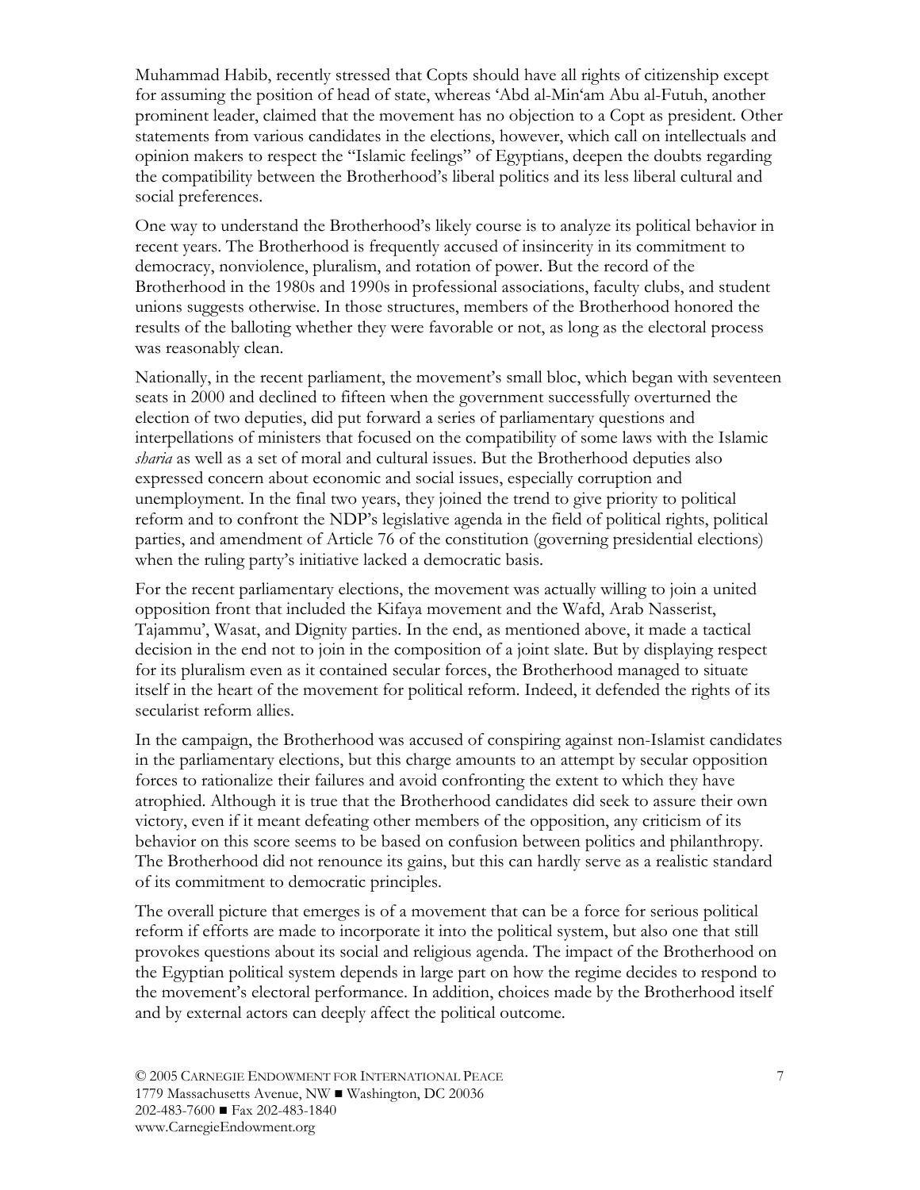Muhammad Habib, recently stressed that Copts should have all rights of citizenship except for assuming the position of head of state, whereas 'Abd al-Min'am Abu al-Futuh, another prominent leader, claimed that the movement has no objection to a Copt as president. Other statements from various candidates in the elections, however, which call on intellectuals and opinion makers to respect the "Islamic feelings" of Egyptians, deepen the doubts regarding the compatibility between the Brotherhood's liberal politics and its less liberal cultural and social preferences.

One way to understand the Brotherhood's likely course is to analyze its political behavior in recent years. The Brotherhood is frequently accused of insincerity in its commitment to democracy, nonviolence, pluralism, and rotation of power. But the record of the Brotherhood in the 1980s and 1990s in professional associations, faculty clubs, and student unions suggests otherwise. In those structures, members of the Brotherhood honored the results of the balloting whether they were favorable or not, as long as the electoral process was reasonably clean.

Nationally, in the recent parliament, the movement's small bloc, which began with seventeen seats in 2000 and declined to fifteen when the government successfully overturned the election of two deputies, did put forward a series of parliamentary questions and interpellations of ministers that focused on the compatibility of some laws with the Islamic *sharia* as well as a set of moral and cultural issues. But the Brotherhood deputies also expressed concern about economic and social issues, especially corruption and unemployment. In the final two years, they joined the trend to give priority to political reform and to confront the NDP's legislative agenda in the field of political rights, political parties, and amendment of Article 76 of the constitution (governing presidential elections) when the ruling party's initiative lacked a democratic basis.

For the recent parliamentary elections, the movement was actually willing to join a united opposition front that included the Kifaya movement and the Wafd, Arab Nasserist, Tajammu', Wasat, and Dignity parties. In the end, as mentioned above, it made a tactical decision in the end not to join in the composition of a joint slate. But by displaying respect for its pluralism even as it contained secular forces, the Brotherhood managed to situate itself in the heart of the movement for political reform. Indeed, it defended the rights of its secularist reform allies.

In the campaign, the Brotherhood was accused of conspiring against non-Islamist candidates in the parliamentary elections, but this charge amounts to an attempt by secular opposition forces to rationalize their failures and avoid confronting the extent to which they have atrophied. Although it is true that the Brotherhood candidates did seek to assure their own victory, even if it meant defeating other members of the opposition, any criticism of its behavior on this score seems to be based on confusion between politics and philanthropy. The Brotherhood did not renounce its gains, but this can hardly serve as a realistic standard of its commitment to democratic principles.

The overall picture that emerges is of a movement that can be a force for serious political reform if efforts are made to incorporate it into the political system, but also one that still provokes questions about its social and religious agenda. The impact of the Brotherhood on the Egyptian political system depends in large part on how the regime decides to respond to the movement's electoral performance. In addition, choices made by the Brotherhood itself and by external actors can deeply affect the political outcome.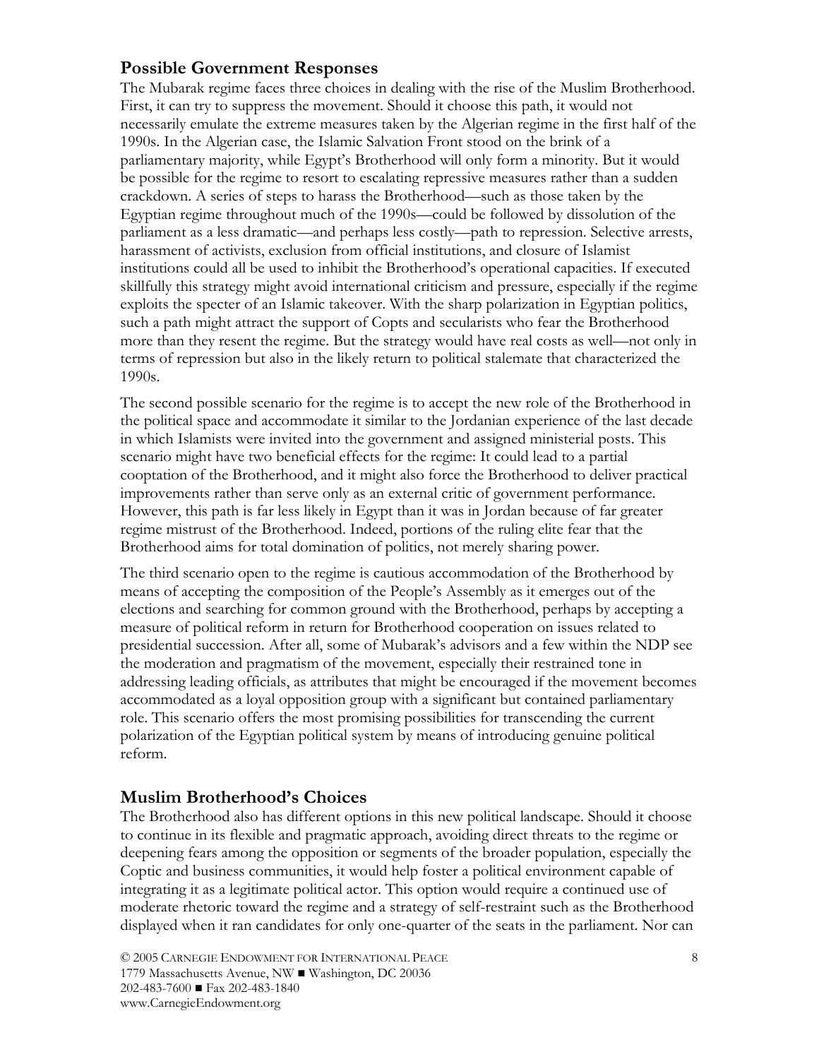## Possible Government Responses

The Mubarak regime faces three choices in dealing with the rise of the Muslim Brotherhood. First, it can try to suppress the movement. Should it choose this path, it would not necessarily emulate the extreme measures taken by the Algerian regime in the first half of the 1990s. In the Algerian case, the Islamic Salvation Front stood on the brink of a parliamentary majority, while Egypt's Brotherhood will only form a minority. But it would be possible for the regime to resort to escalating repressive measures rather than a sudden crackdown. A series of steps to harass the Brotherhood—such as those taken by the Egyptian regime throughout much of the 1990s—could be followed by dissolution of the parliament as a less dramatic—and perhaps less costly—path to repression. Selective arrests, harassment of activists, exclusion from official institutions, and closure of Islamist institutions could all be used to inhibit the Brotherhood's operational capacities. If executed skillfully this strategy might avoid international criticism and pressure, especially if the regime exploits the specter of an Islamic takeover. With the sharp polarization in Egyptian politics, such a path might attract the support of Copts and secularists who fear the Brotherhood more than they resent the regime. But the strategy would have real costs as well—not only in terms of repression but also in the likely return to political stalemate that characterized the 1990s.

The second possible scenario for the regime is to accept the new role of the Brotherhood in the political space and accommodate it similar to the Jordanian experience of the last decade in which Islamists were invited into the government and assigned ministerial posts. This scenario might have two beneficial effects for the regime: It could lead to a partial cooptation of the Brotherhood, and it might also force the Brotherhood to deliver practical improvements rather than serve only as an external critic of government performance. However, this path is far less likely in Egypt than it was in Jordan because of far greater regime mistrust of the Brotherhood. Indeed, portions of the ruling elite fear that the Brotherhood aims for total domination of politics, not merely sharing power.

The third scenario open to the regime is cautious accommodation of the Brotherhood by means of accepting the composition of the People's Assembly as it emerges out of the elections and searching for common ground with the Brotherhood, perhaps by accepting a measure of political reform in return for Brotherhood cooperation on issues related to presidential succession. After all, some of Mubarak's advisors and a few within the NDP see the moderation and pragmatism of the movement, especially their restrained tone in addressing leading officials, as attributes that might be encouraged if the movement becomes accommodated as a loyal opposition group with a significant but contained parliamentary role. This scenario offers the most promising possibilities for transcending the current polarization of the Egyptian political system by means of introducing genuine political reform.

## Muslim Brotherhood's Choices

The Brotherhood also has different options in this new political landscape. Should it choose to continue in its flexible and pragmatic approach, avoiding direct threats to the regime or deepening fears among the opposition or segments of the broader population, especially the Coptic and business communities, it would help foster a political environment capable of integrating it as a legitimate political actor. This option would require a continued use of moderate rhetoric toward the regime and a strategy of self-restraint such as the Brotherhood displayed when it ran candidates for only one-quarter of the seats in the parliament. Nor can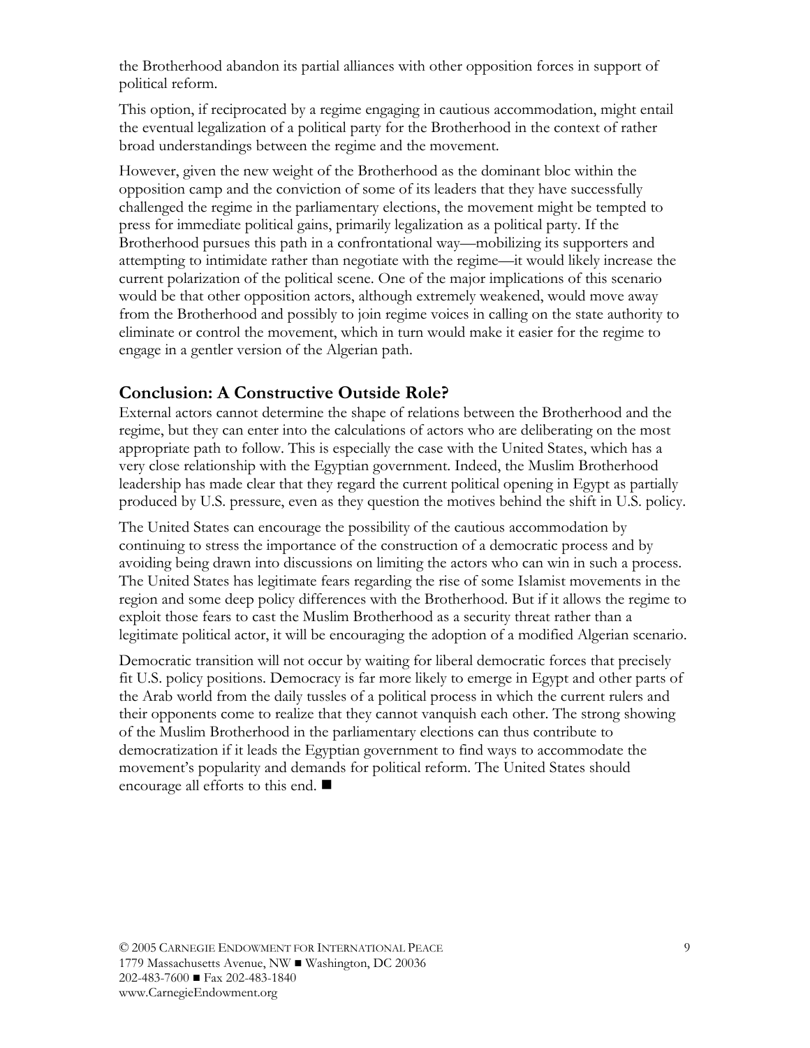the Brotherhood abandon its partial alliances with other opposition forces in support of political reform.

This option, if reciprocated by a regime engaging in cautious accommodation, might entail the eventual legalization of a political party for the Brotherhood in the context of rather broad understandings between the regime and the movement.

However, given the new weight of the Brotherhood as the dominant bloc within the opposition camp and the conviction of some of its leaders that they have successfully challenged the regime in the parliamentary elections, the movement might be tempted to press for immediate political gains, primarily legalization as a political party. If the Brotherhood pursues this path in a confrontational way—mobilizing its supporters and attempting to intimidate rather than negotiate with the regime—it would likely increase the current polarization of the political scene. One of the major implications of this scenario would be that other opposition actors, although extremely weakened, would move away from the Brotherhood and possibly to join regime voices in calling on the state authority to eliminate or control the movement, which in turn would make it easier for the regime to engage in a gentler version of the Algerian path.

## Conclusion: A Constructive Outside Role?

External actors cannot determine the shape of relations between the Brotherhood and the regime, but they can enter into the calculations of actors who are deliberating on the most appropriate path to follow. This is especially the case with the United States, which has a very close relationship with the Egyptian government. Indeed, the Muslim Brotherhood leadership has made clear that they regard the current political opening in Egypt as partially produced by U.S. pressure, even as they question the motives behind the shift in U.S. policy.

The United States can encourage the possibility of the cautious accommodation by continuing to stress the importance of the construction of a democratic process and by avoiding being drawn into discussions on limiting the actors who can win in such a process. The United States has legitimate fears regarding the rise of some Islamist movements in the region and some deep policy differences with the Brotherhood. But if it allows the regime to exploit those fears to cast the Muslim Brotherhood as a security threat rather than a legitimate political actor, it will be encouraging the adoption of a modified Algerian scenario.

Democratic transition will not occur by waiting for liberal democratic forces that precisely fit U.S. policy positions. Democracy is far more likely to emerge in Egypt and other parts of the Arab world from the daily tussles of a political process in which the current rulers and their opponents come to realize that they cannot vanquish each other. The strong showing of the Muslim Brotherhood in the parliamentary elections can thus contribute to democratization if it leads the Egyptian government to find ways to accommodate the movement's popularity and demands for political reform. The United States should encourage all efforts to this end. ■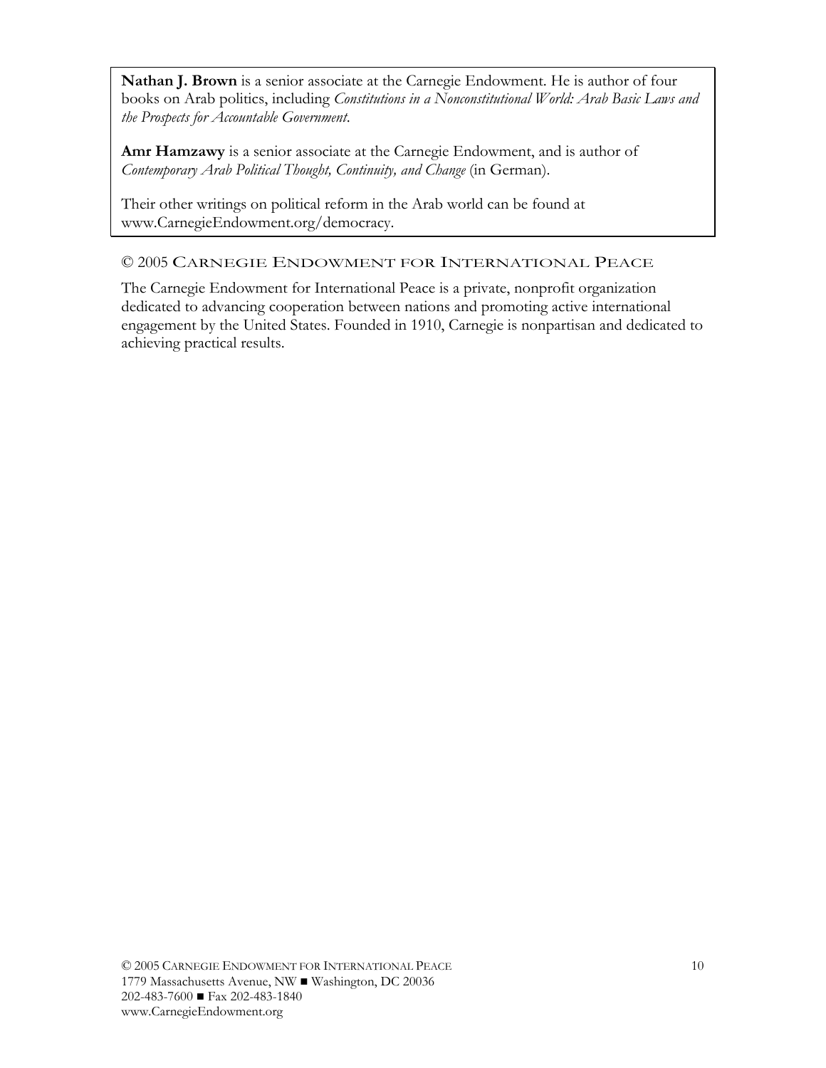**Nathan J. Brown** is a senior associate at the Carnegie Endowment. He is author of four books on Arab politics, including *Constitutions in a Nonconstitutional World: Arab Basic Laws and the Prospects for Accountable Government*.

**Amr Hamzawy** is a senior associate at the Carnegie Endowment, and is author of *Contemporary Arab Political Thought, Continuity, and Change* (in German).

Their other writings on political reform in the Arab world can be found at www.CarnegieEndowment.org/democracy.

© 2005 CARNEGIE ENDOWMENT FOR INTERNATIONAL PEACE

The Carnegie Endowment for International Peace is a private, nonprofit organization dedicated to advancing cooperation between nations and promoting active international engagement by the United States. Founded in 1910, Carnegie is nonpartisan and dedicated to achieving practical results.